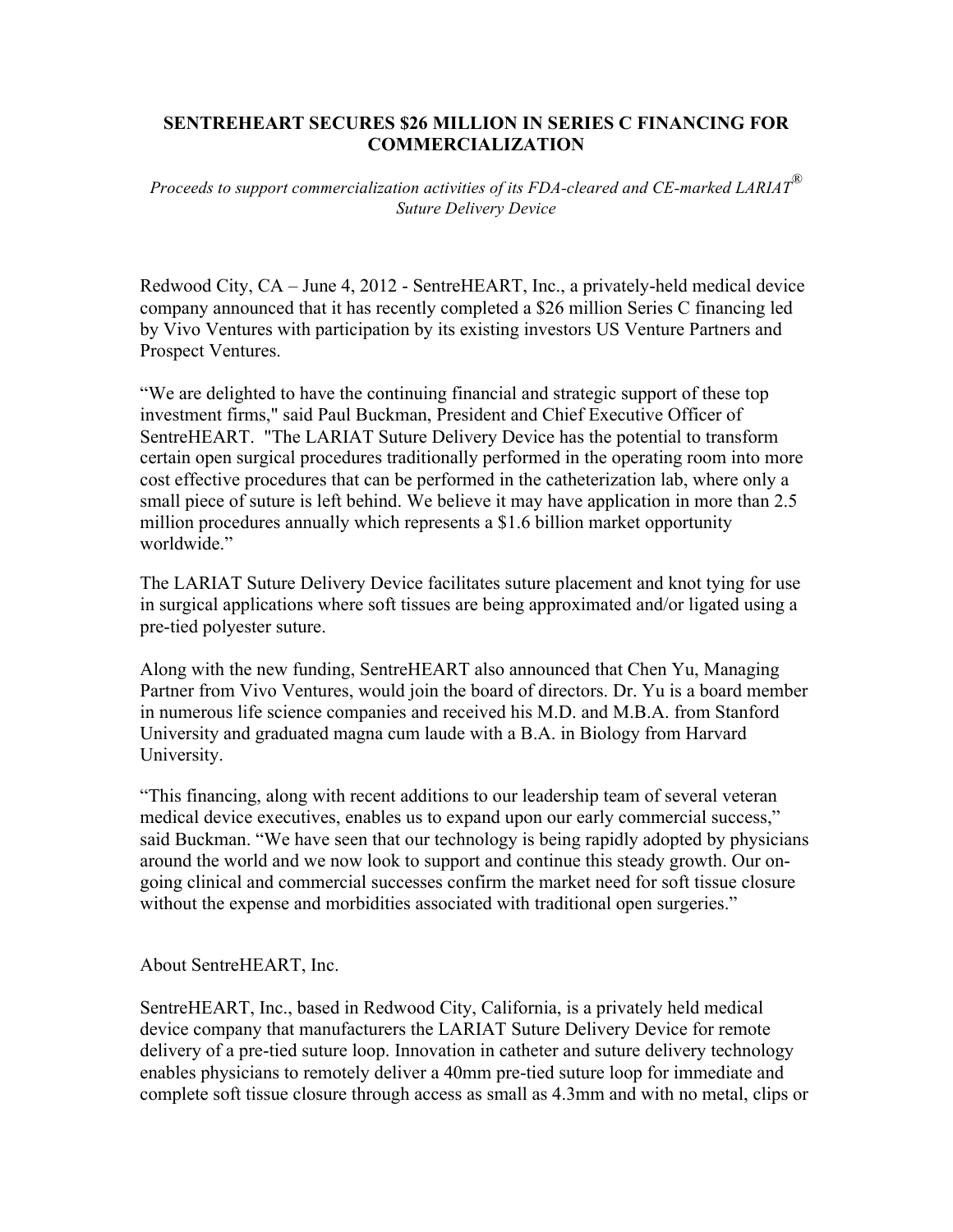# SENTREHEART SECURES $26 MILLION IN SERIES C FINANCING FOR COMMERCIALIZATION

*Proceeds to support commercialization activities of its FDA-cleared and CE-marked LARIAT® Suture Delivery Device*

Redwood City, CA – June 4, 2012 - SentreHEART, Inc., a privately-held medical device company announced that it has recently completed a $26 million Series C financing led by Vivo Ventures with participation by its existing investors US Venture Partners and Prospect Ventures.

"We are delighted to have the continuing financial and strategic support of these top investment firms," said Paul Buckman, President and Chief Executive Officer of SentreHEART. "The LARIAT Suture Delivery Device has the potential to transform certain open surgical procedures traditionally performed in the operating room into more cost effective procedures that can be performed in the catheterization lab, where only a small piece of suture is left behind. We believe it may have application in more than 2.5 million procedures annually which represents a $1.6 billion market opportunity worldwide."

The LARIAT Suture Delivery Device facilitates suture placement and knot tying for use in surgical applications where soft tissues are being approximated and/or ligated using a pre-tied polyester suture.

Along with the new funding, SentreHEART also announced that Chen Yu, Managing Partner from Vivo Ventures, would join the board of directors. Dr. Yu is a board member in numerous life science companies and received his M.D. and M.B.A. from Stanford University and graduated magna cum laude with a B.A. in Biology from Harvard University.

"This financing, along with recent additions to our leadership team of several veteran medical device executives, enables us to expand upon our early commercial success," said Buckman. "We have seen that our technology is being rapidly adopted by physicians around the world and we now look to support and continue this steady growth. Our on-going clinical and commercial successes confirm the market need for soft tissue closure without the expense and morbidities associated with traditional open surgeries."

About SentreHEART, Inc.

SentreHEART, Inc., based in Redwood City, California, is a privately held medical device company that manufacturers the LARIAT Suture Delivery Device for remote delivery of a pre-tied suture loop. Innovation in catheter and suture delivery technology enables physicians to remotely deliver a 40mm pre-tied suture loop for immediate and complete soft tissue closure through access as small as 4.3mm and with no metal, clips or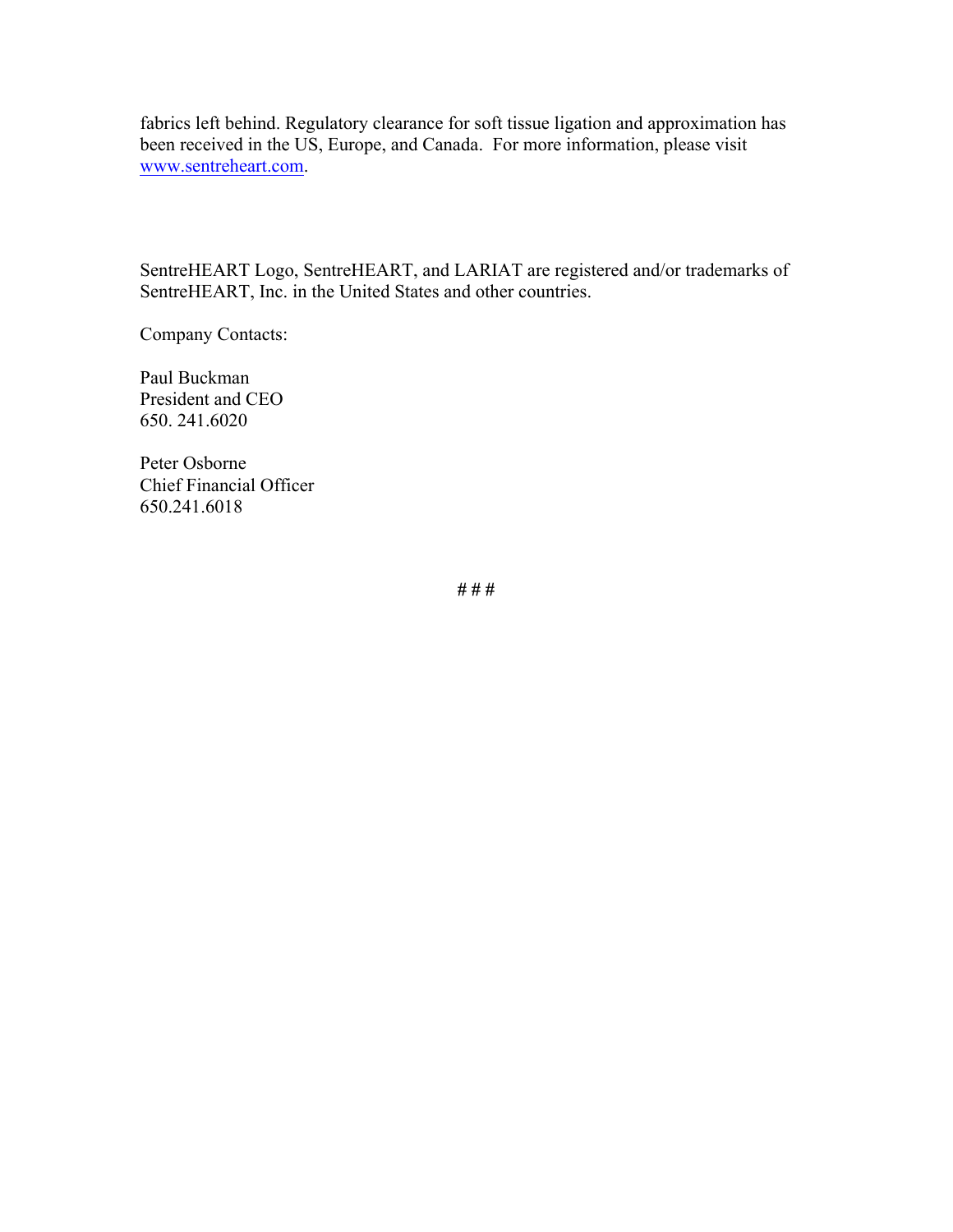fabrics left behind. Regulatory clearance for soft tissue ligation and approximation has been received in the US, Europe, and Canada. For more information, please visit www.sentreheart.com.

SentreHEART Logo, SentreHEART, and LARIAT are registered and/or trademarks of SentreHEART, Inc. in the United States and other countries.

Company Contacts:

Paul Buckman
President and CEO
650. 241.6020

Peter Osborne
Chief Financial Officer
650.241.6018

# # #